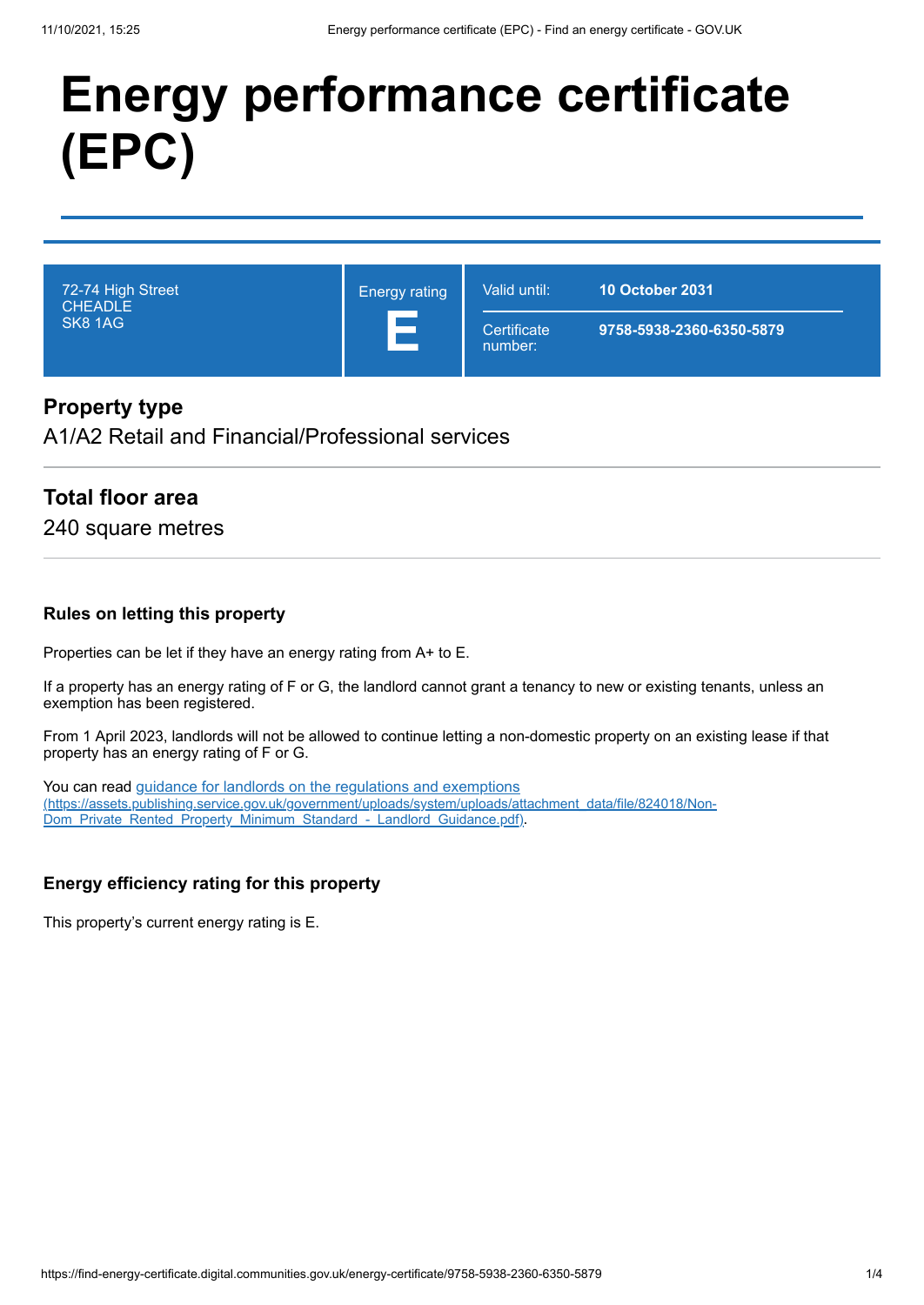# Energy performance certificate (EPC)

| 72-74 High Street<br>CHEADLE<br>SK8 1AG | Energy rating<br>**E** | Valid until: | **10 October 2031** |
|---|---|---|---|
| | | Certificate number: | **9758-5938-2360-6350-5879** |

## Property type

A1/A2 Retail and Financial/Professional services

## Total floor area

240 square metres

### Rules on letting this property

Properties can be let if they have an energy rating from A+ to E.

If a property has an energy rating of F or G, the landlord cannot grant a tenancy to new or existing tenants, unless an exemption has been registered.

From 1 April 2023, landlords will not be allowed to continue letting a non-domestic property on an existing lease if that property has an energy rating of F or G.

You can read [guidance for landlords on the regulations and exemptions](https://assets.publishing.service.gov.uk/government/uploads/system/uploads/attachment_data/file/824018/Non-Dom_Private_Rented_Property_Minimum_Standard_-_Landlord_Guidance.pdf) (https://assets.publishing.service.gov.uk/government/uploads/system/uploads/attachment_data/file/824018/Non-Dom_Private_Rented_Property_Minimum_Standard_-_Landlord_Guidance.pdf).

### Energy efficiency rating for this property

This property's current energy rating is E.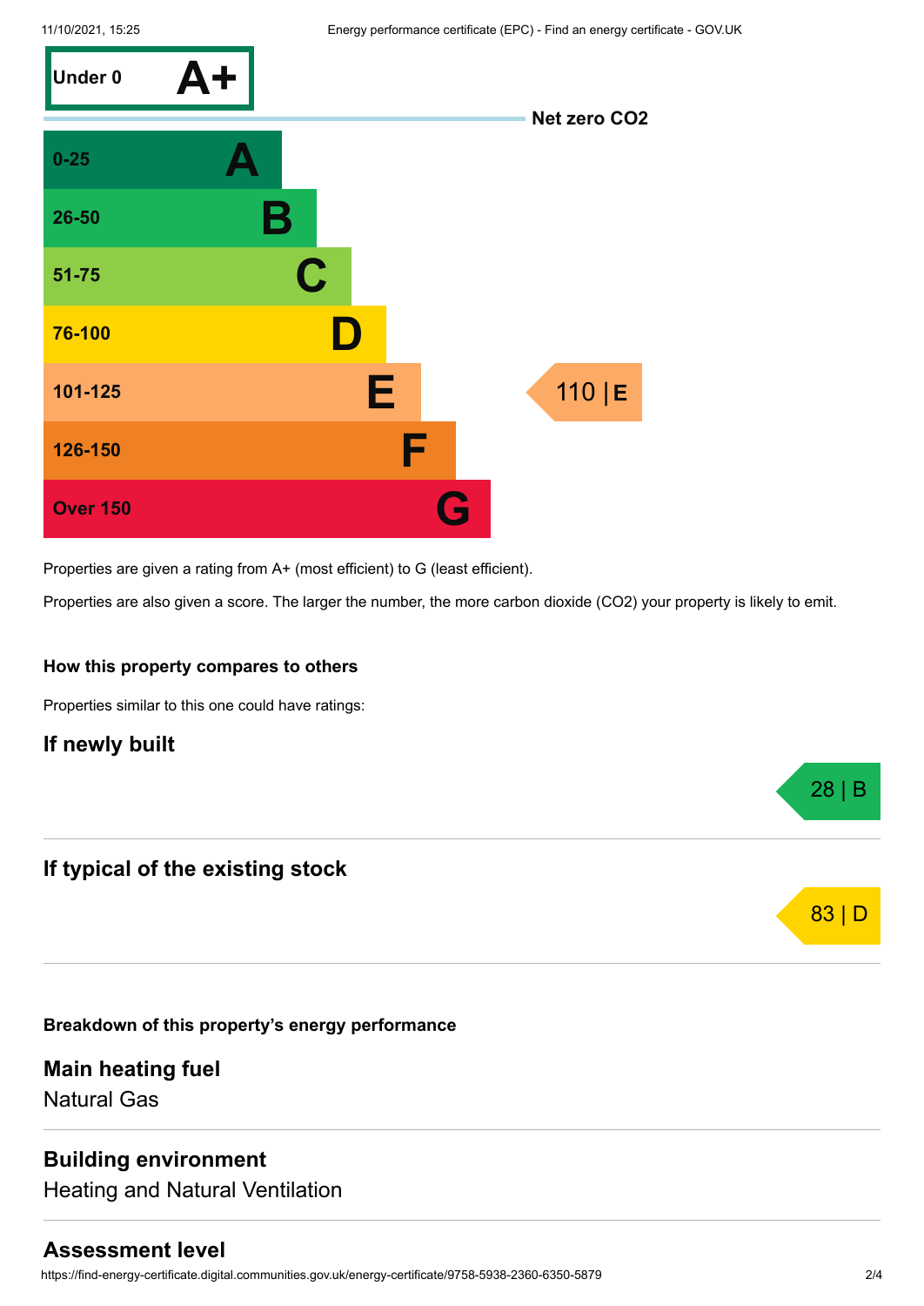| Score | Rating | This property |
|---|---|---|
| Under 0 | A+ | |
| Net zero $CO_2$ | | |
| 0-25 | A | |
| 26-50 | B | |
| 51-75 | C | |
| 76-100 | D | |
| 101-125 | E | 110 \| E |
| 126-150 | F | |
| Over 150 | G | |

Properties are given a rating from A+ (most efficient) to G (least efficient).

Properties are also given a score. The larger the number, the more carbon dioxide ($CO_2$) your property is likely to emit.

### How this property compares to others

Properties similar to this one could have ratings:

## If newly built

28 | B

## If typical of the existing stock

83 | D

### Breakdown of this property’s energy performance

## Main heating fuel

Natural Gas

## Building environment

Heating and Natural Ventilation

## Assessment level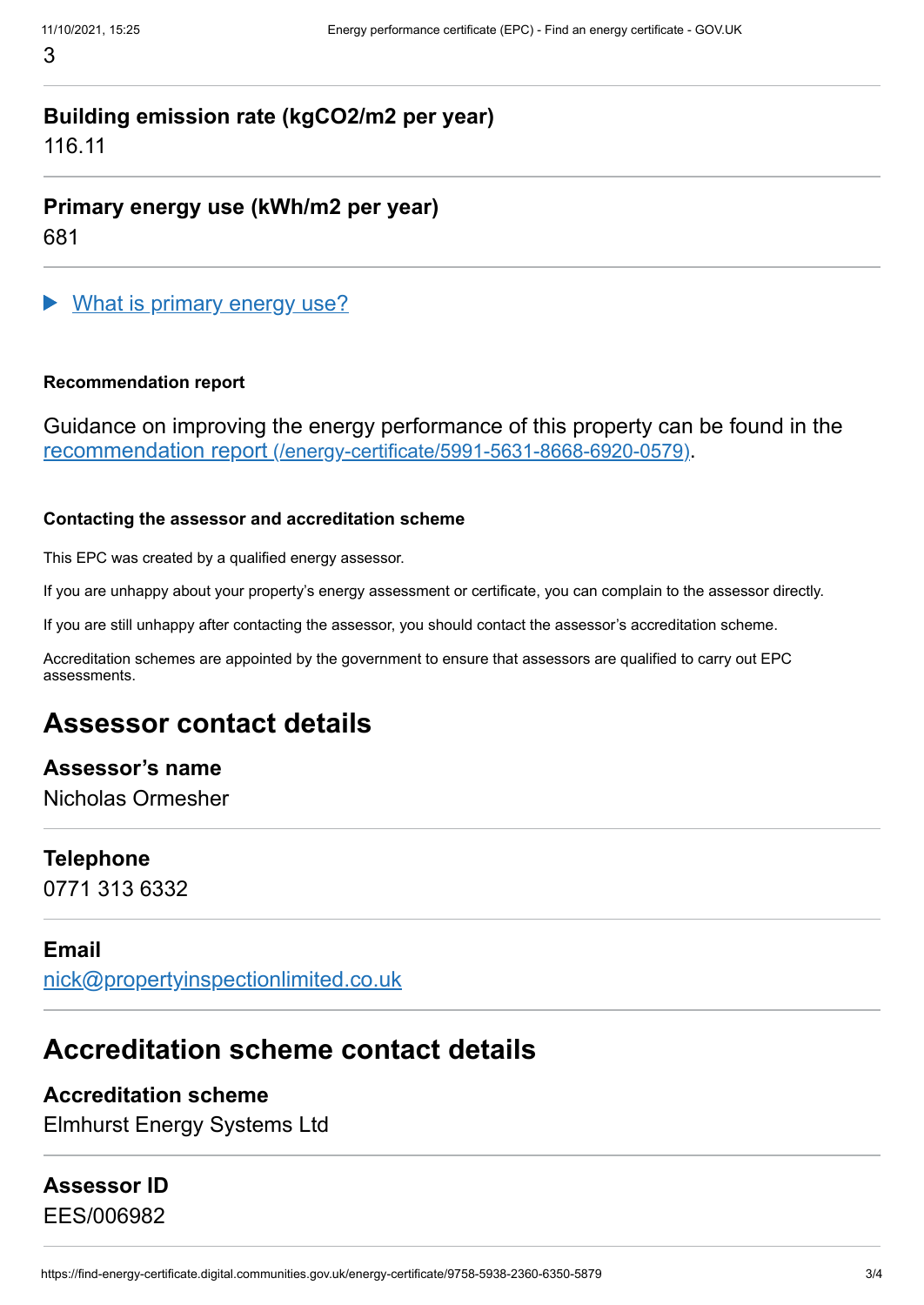3

**Building emission rate (kgCO2/m2 per year)**
116.11

**Primary energy use (kWh/m2 per year)**
681

▶ What is primary energy use?

**Recommendation report**

Guidance on improving the energy performance of this property can be found in the recommendation report (/energy-certificate/5991-5631-8668-6920-0579).

**Contacting the assessor and accreditation scheme**

This EPC was created by a qualified energy assessor.

If you are unhappy about your property's energy assessment or certificate, you can complain to the assessor directly.

If you are still unhappy after contacting the assessor, you should contact the assessor's accreditation scheme.

Accreditation schemes are appointed by the government to ensure that assessors are qualified to carry out EPC assessments.

## Assessor contact details

**Assessor's name**
Nicholas Ormesher

**Telephone**
0771 313 6332

**Email**
nick@propertyinspectionlimited.co.uk

## Accreditation scheme contact details

**Accreditation scheme**
Elmhurst Energy Systems Ltd

**Assessor ID**
EES/006982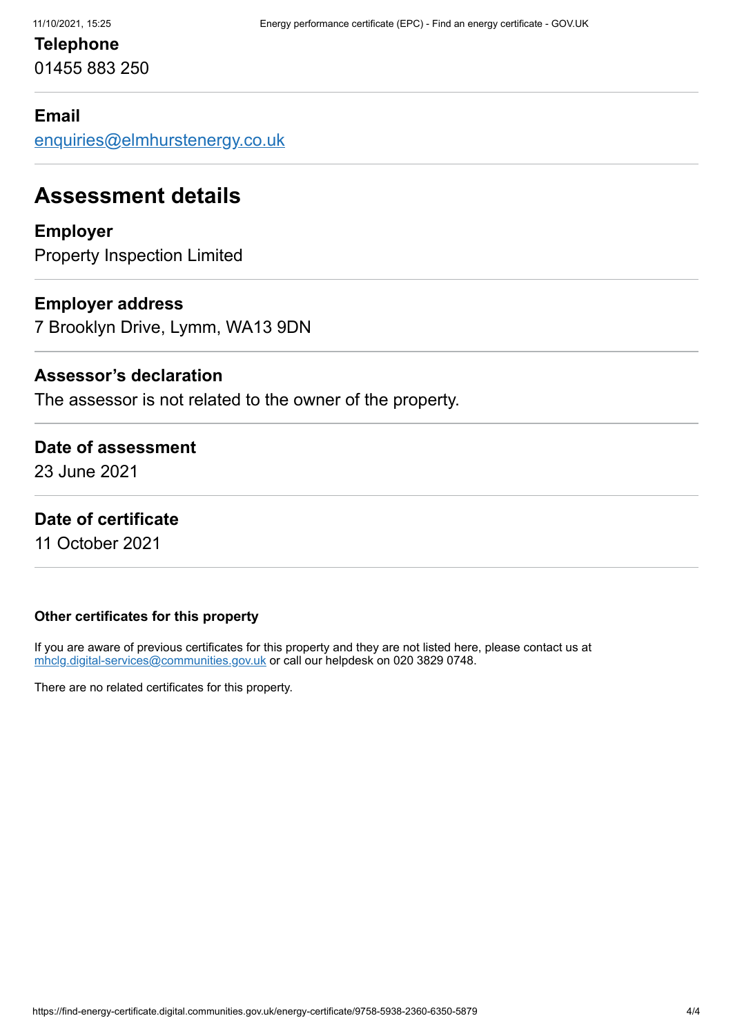### Telephone

01455 883 250

### Email

enquiries@elmhurstenergy.co.uk

## Assessment details

### Employer

Property Inspection Limited

### Employer address

7 Brooklyn Drive, Lymm, WA13 9DN

### Assessor's declaration

The assessor is not related to the owner of the property.

### Date of assessment

23 June 2021

### Date of certificate

11 October 2021

#### Other certificates for this property

If you are aware of previous certificates for this property and they are not listed here, please contact us at mhclg.digital-services@communities.gov.uk or call our helpdesk on 020 3829 0748.

There are no related certificates for this property.